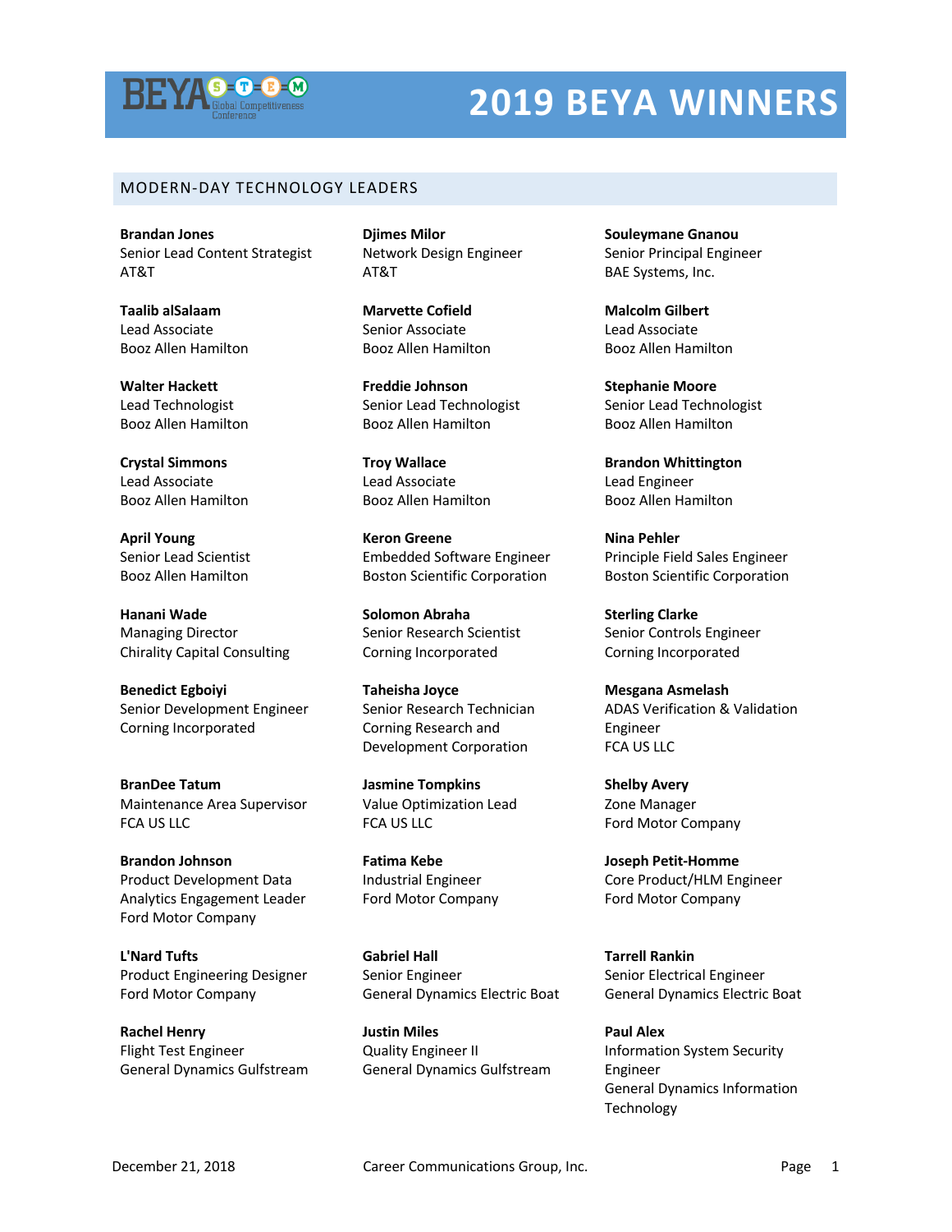# 2019 BEYA WINNERS

## MODERN-DAY TECHNOLOGY LEADERS

**Brandan Jones**
Senior Lead Content Strategist
AT&T

**Djimes Milor**
Network Design Engineer
AT&T

**Souleymane Gnanou**
Senior Principal Engineer
BAE Systems, Inc.

**Taalib alSalaam**
Lead Associate
Booz Allen Hamilton

**Marvette Cofield**
Senior Associate
Booz Allen Hamilton

**Malcolm Gilbert**
Lead Associate
Booz Allen Hamilton

**Walter Hackett**
Lead Technologist
Booz Allen Hamilton

**Freddie Johnson**
Senior Lead Technologist
Booz Allen Hamilton

**Stephanie Moore**
Senior Lead Technologist
Booz Allen Hamilton

**Crystal Simmons**
Lead Associate
Booz Allen Hamilton

**Troy Wallace**
Lead Associate
Booz Allen Hamilton

**Brandon Whittington**
Lead Engineer
Booz Allen Hamilton

**April Young**
Senior Lead Scientist
Booz Allen Hamilton

**Keron Greene**
Embedded Software Engineer
Boston Scientific Corporation

**Nina Pehler**
Principle Field Sales Engineer
Boston Scientific Corporation

**Hanani Wade**
Managing Director
Chirality Capital Consulting

**Solomon Abraha**
Senior Research Scientist
Corning Incorporated

**Sterling Clarke**
Senior Controls Engineer
Corning Incorporated

**Benedict Egboiyi**
Senior Development Engineer
Corning Incorporated

**Taheisha Joyce**
Senior Research Technician
Corning Research and Development Corporation

**Mesgana Asmelash**
ADAS Verification & Validation Engineer
FCA US LLC

**BranDee Tatum**
Maintenance Area Supervisor
FCA US LLC

**Jasmine Tompkins**
Value Optimization Lead
FCA US LLC

**Shelby Avery**
Zone Manager
Ford Motor Company

**Brandon Johnson**
Product Development Data Analytics Engagement Leader
Ford Motor Company

**Fatima Kebe**
Industrial Engineer
Ford Motor Company

**Joseph Petit-Homme**
Core Product/HLM Engineer
Ford Motor Company

**L'Nard Tufts**
Product Engineering Designer
Ford Motor Company

**Gabriel Hall**
Senior Engineer
General Dynamics Electric Boat

**Tarrell Rankin**
Senior Electrical Engineer
General Dynamics Electric Boat

**Rachel Henry**
Flight Test Engineer
General Dynamics Gulfstream

**Justin Miles**
Quality Engineer II
General Dynamics Gulfstream

**Paul Alex**
Information System Security Engineer
General Dynamics Information Technology

December 21, 2018 Career Communications Group, Inc.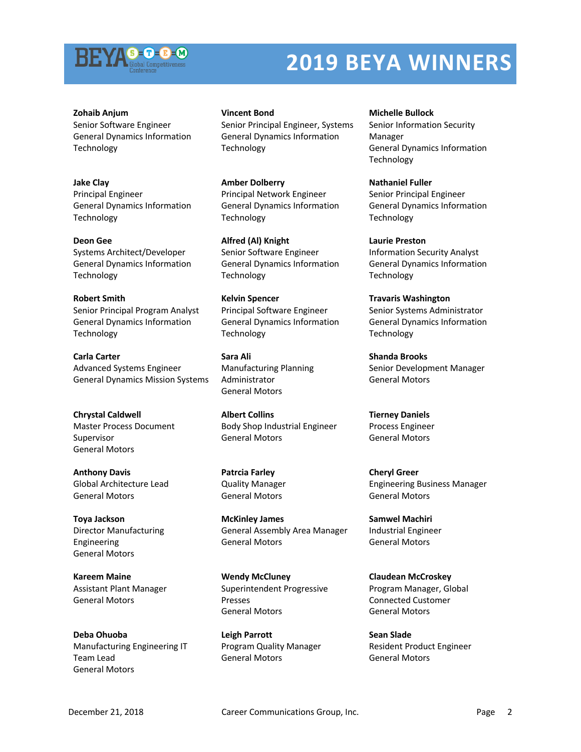# 2019 BEYA WINNERS

**Zohaib Anjum**
Senior Software Engineer
General Dynamics Information Technology

**Vincent Bond**
Senior Principal Engineer, Systems
General Dynamics Information Technology

**Michelle Bullock**
Senior Information Security Manager
General Dynamics Information Technology

**Jake Clay**
Principal Engineer
General Dynamics Information Technology

**Amber Dolberry**
Principal Network Engineer
General Dynamics Information Technology

**Nathaniel Fuller**
Senior Principal Engineer
General Dynamics Information Technology

**Deon Gee**
Systems Architect/Developer
General Dynamics Information Technology

**Alfred (Al) Knight**
Senior Software Engineer
General Dynamics Information Technology

**Laurie Preston**
Information Security Analyst
General Dynamics Information Technology

**Robert Smith**
Senior Principal Program Analyst
General Dynamics Information Technology

**Kelvin Spencer**
Principal Software Engineer
General Dynamics Information Technology

**Travaris Washington**
Senior Systems Administrator
General Dynamics Information Technology

**Carla Carter**
Advanced Systems Engineer
General Dynamics Mission Systems

**Sara Ali**
Manufacturing Planning Administrator
General Motors

**Shanda Brooks**
Senior Development Manager
General Motors

**Chrystal Caldwell**
Master Process Document Supervisor
General Motors

**Albert Collins**
Body Shop Industrial Engineer
General Motors

**Tierney Daniels**
Process Engineer
General Motors

**Anthony Davis**
Global Architecture Lead
General Motors

**Patrcia Farley**
Quality Manager
General Motors

**Cheryl Greer**
Engineering Business Manager
General Motors

**Toya Jackson**
Director Manufacturing Engineering
General Motors

**McKinley James**
General Assembly Area Manager
General Motors

**Samwel Machiri**
Industrial Engineer
General Motors

**Kareem Maine**
Assistant Plant Manager
General Motors

**Wendy McCluney**
Superintendent Progressive Presses
General Motors

**Claudean McCroskey**
Program Manager, Global Connected Customer
General Motors

**Deba Ohuoba**
Manufacturing Engineering IT Team Lead
General Motors

**Leigh Parrott**
Program Quality Manager
General Motors

**Sean Slade**
Resident Product Engineer
General Motors

December 21, 2018 Career Communications Group, Inc.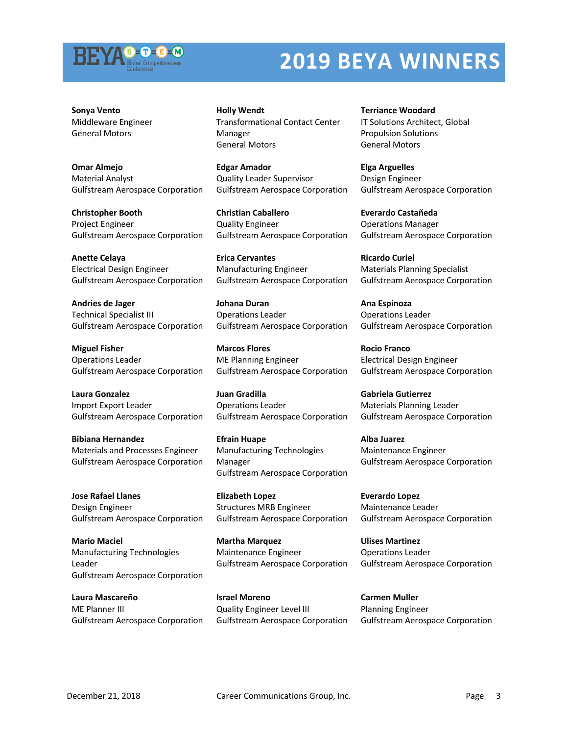# 2019 BEYA WINNERS

**Sonya Vento**
Middleware Engineer
General Motors

**Holly Wendt**
Transformational Contact Center Manager
General Motors

**Terriance Woodard**
IT Solutions Architect, Global Propulsion Solutions
General Motors

**Omar Almejo**
Material Analyst
Gulfstream Aerospace Corporation

**Edgar Amador**
Quality Leader Supervisor
Gulfstream Aerospace Corporation

**Elga Arguelles**
Design Engineer
Gulfstream Aerospace Corporation

**Christopher Booth**
Project Engineer
Gulfstream Aerospace Corporation

**Christian Caballero**
Quality Engineer
Gulfstream Aerospace Corporation

**Everardo Castañeda**
Operations Manager
Gulfstream Aerospace Corporation

**Anette Celaya**
Electrical Design Engineer
Gulfstream Aerospace Corporation

**Erica Cervantes**
Manufacturing Engineer
Gulfstream Aerospace Corporation

**Ricardo Curiel**
Materials Planning Specialist
Gulfstream Aerospace Corporation

**Andries de Jager**
Technical Specialist III
Gulfstream Aerospace Corporation

**Johana Duran**
Operations Leader
Gulfstream Aerospace Corporation

**Ana Espinoza**
Operations Leader
Gulfstream Aerospace Corporation

**Miguel Fisher**
Operations Leader
Gulfstream Aerospace Corporation

**Marcos Flores**
ME Planning Engineer
Gulfstream Aerospace Corporation

**Rocio Franco**
Electrical Design Engineer
Gulfstream Aerospace Corporation

**Laura Gonzalez**
Import Export Leader
Gulfstream Aerospace Corporation

**Juan Gradilla**
Operations Leader
Gulfstream Aerospace Corporation

**Gabriela Gutierrez**
Materials Planning Leader
Gulfstream Aerospace Corporation

**Bibiana Hernandez**
Materials and Processes Engineer
Gulfstream Aerospace Corporation

**Efrain Huape**
Manufacturing Technologies Manager
Gulfstream Aerospace Corporation

**Alba Juarez**
Maintenance Engineer
Gulfstream Aerospace Corporation

**Jose Rafael Llanes**
Design Engineer
Gulfstream Aerospace Corporation

**Elizabeth Lopez**
Structures MRB Engineer
Gulfstream Aerospace Corporation

**Everardo Lopez**
Maintenance Leader
Gulfstream Aerospace Corporation

**Mario Maciel**
Manufacturing Technologies Leader
Gulfstream Aerospace Corporation

**Martha Marquez**
Maintenance Engineer
Gulfstream Aerospace Corporation

**Ulises Martinez**
Operations Leader
Gulfstream Aerospace Corporation

**Laura Mascareño**
ME Planner III
Gulfstream Aerospace Corporation

**Israel Moreno**
Quality Engineer Level III
Gulfstream Aerospace Corporation

**Carmen Muller**
Planning Engineer
Gulfstream Aerospace Corporation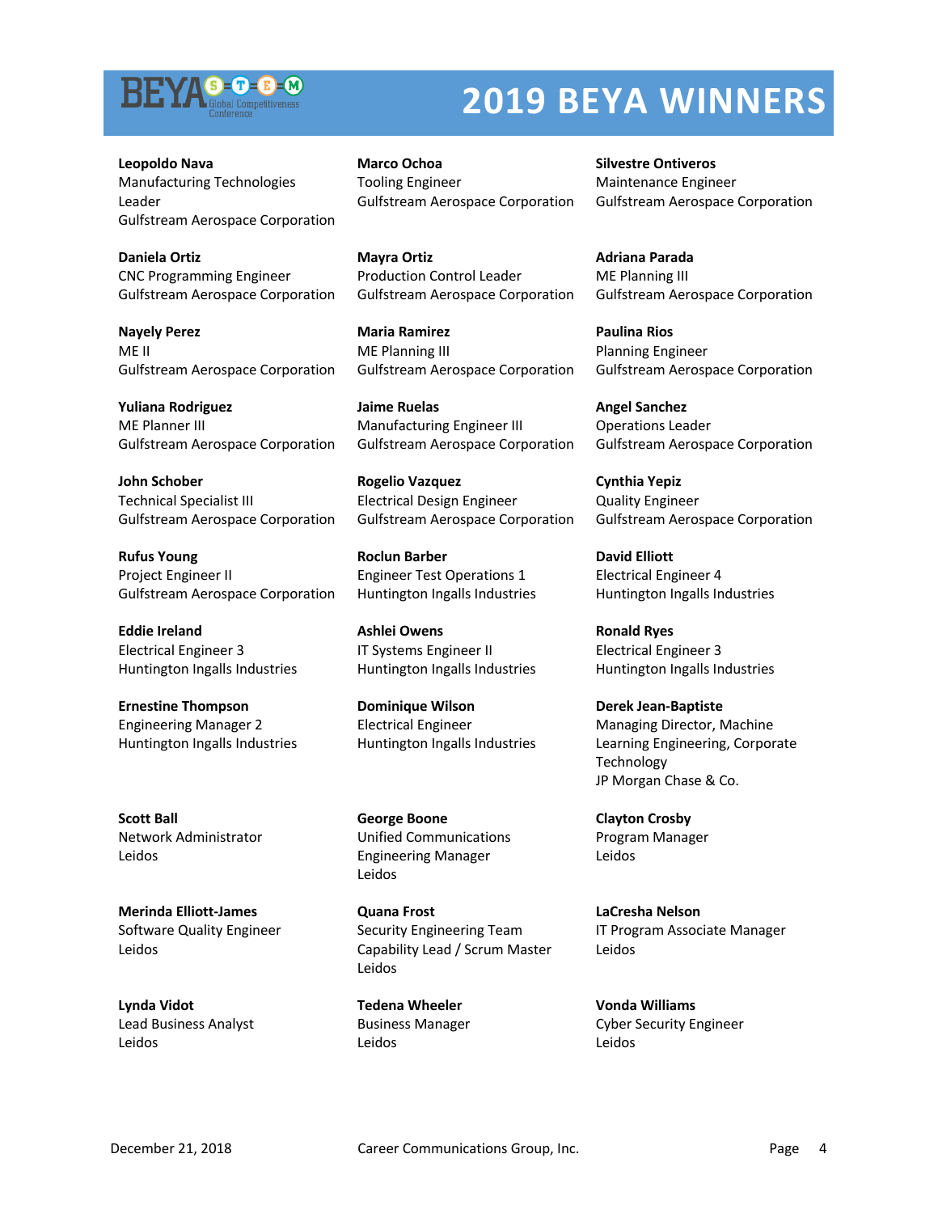# 2019 BEYA WINNERS

**Leopoldo Nava**
Manufacturing Technologies Leader
Gulfstream Aerospace Corporation

**Marco Ochoa**
Tooling Engineer
Gulfstream Aerospace Corporation

**Silvestre Ontiveros**
Maintenance Engineer
Gulfstream Aerospace Corporation

**Daniela Ortiz**
CNC Programming Engineer
Gulfstream Aerospace Corporation

**Mayra Ortiz**
Production Control Leader
Gulfstream Aerospace Corporation

**Adriana Parada**
ME Planning III
Gulfstream Aerospace Corporation

**Nayely Perez**
ME II
Gulfstream Aerospace Corporation

**Maria Ramirez**
ME Planning III
Gulfstream Aerospace Corporation

**Paulina Rios**
Planning Engineer
Gulfstream Aerospace Corporation

**Yuliana Rodriguez**
ME Planner III
Gulfstream Aerospace Corporation

**Jaime Ruelas**
Manufacturing Engineer III
Gulfstream Aerospace Corporation

**Angel Sanchez**
Operations Leader
Gulfstream Aerospace Corporation

**John Schober**
Technical Specialist III
Gulfstream Aerospace Corporation

**Rogelio Vazquez**
Electrical Design Engineer
Gulfstream Aerospace Corporation

**Cynthia Yepiz**
Quality Engineer
Gulfstream Aerospace Corporation

**Rufus Young**
Project Engineer II
Gulfstream Aerospace Corporation

**Roclun Barber**
Engineer Test Operations 1
Huntington Ingalls Industries

**David Elliott**
Electrical Engineer 4
Huntington Ingalls Industries

**Eddie Ireland**
Electrical Engineer 3
Huntington Ingalls Industries

**Ashlei Owens**
IT Systems Engineer II
Huntington Ingalls Industries

**Ronald Ryes**
Electrical Engineer 3
Huntington Ingalls Industries

**Ernestine Thompson**
Engineering Manager 2
Huntington Ingalls Industries

**Dominique Wilson**
Electrical Engineer
Huntington Ingalls Industries

**Derek Jean-Baptiste**
Managing Director, Machine Learning Engineering, Corporate Technology
JP Morgan Chase & Co.

**Scott Ball**
Network Administrator
Leidos

**George Boone**
Unified Communications Engineering Manager
Leidos

**Clayton Crosby**
Program Manager
Leidos

**Merinda Elliott-James**
Software Quality Engineer
Leidos

**Quana Frost**
Security Engineering Team Capability Lead / Scrum Master
Leidos

**LaCresha Nelson**
IT Program Associate Manager
Leidos

**Lynda Vidot**
Lead Business Analyst
Leidos

**Tedena Wheeler**
Business Manager
Leidos

**Vonda Williams**
Cyber Security Engineer
Leidos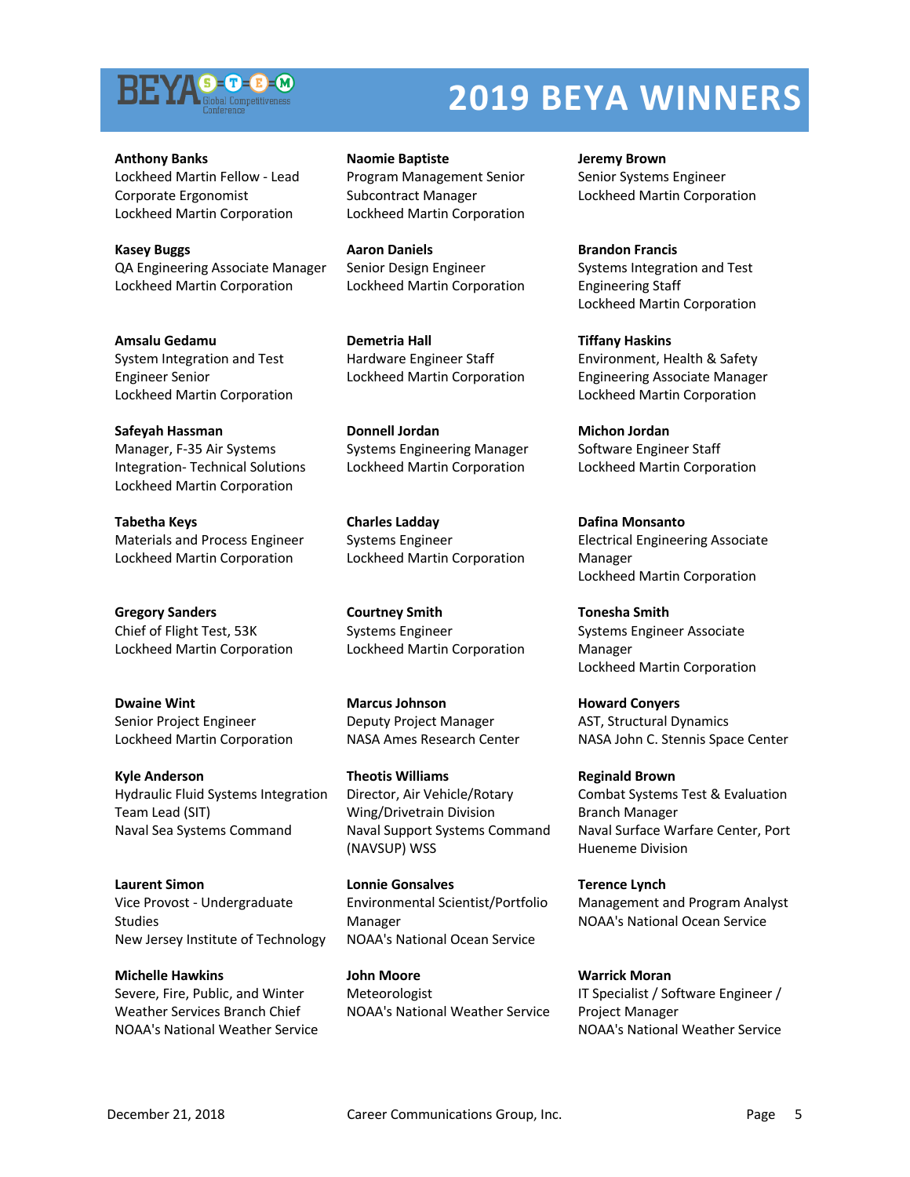# 2019 BEYA WINNERS

**Anthony Banks**
Lockheed Martin Fellow - Lead Corporate Ergonomist
Lockheed Martin Corporation

**Naomie Baptiste**
Program Management Senior Subcontract Manager
Lockheed Martin Corporation

**Jeremy Brown**
Senior Systems Engineer
Lockheed Martin Corporation

**Kasey Buggs**
QA Engineering Associate Manager
Lockheed Martin Corporation

**Aaron Daniels**
Senior Design Engineer
Lockheed Martin Corporation

**Brandon Francis**
Systems Integration and Test Engineering Staff
Lockheed Martin Corporation

**Amsalu Gedamu**
System Integration and Test Engineer Senior
Lockheed Martin Corporation

**Demetria Hall**
Hardware Engineer Staff
Lockheed Martin Corporation

**Tiffany Haskins**
Environment, Health & Safety Engineering Associate Manager
Lockheed Martin Corporation

**Safeyah Hassman**
Manager, F-35 Air Systems Integration- Technical Solutions
Lockheed Martin Corporation

**Donnell Jordan**
Systems Engineering Manager
Lockheed Martin Corporation

**Michon Jordan**
Software Engineer Staff
Lockheed Martin Corporation

**Tabetha Keys**
Materials and Process Engineer
Lockheed Martin Corporation

**Charles Ladday**
Systems Engineer
Lockheed Martin Corporation

**Dafina Monsanto**
Electrical Engineering Associate Manager
Lockheed Martin Corporation

**Gregory Sanders**
Chief of Flight Test, 53K
Lockheed Martin Corporation

**Courtney Smith**
Systems Engineer
Lockheed Martin Corporation

**Tonesha Smith**
Systems Engineer Associate Manager
Lockheed Martin Corporation

**Dwaine Wint**
Senior Project Engineer
Lockheed Martin Corporation

**Marcus Johnson**
Deputy Project Manager
NASA Ames Research Center

**Howard Conyers**
AST, Structural Dynamics
NASA John C. Stennis Space Center

**Kyle Anderson**
Hydraulic Fluid Systems Integration Team Lead (SIT)
Naval Sea Systems Command

**Theotis Williams**
Director, Air Vehicle/Rotary Wing/Drivetrain Division
Naval Support Systems Command (NAVSUP) WSS

**Reginald Brown**
Combat Systems Test & Evaluation Branch Manager
Naval Surface Warfare Center, Port Hueneme Division

**Laurent Simon**
Vice Provost - Undergraduate Studies
New Jersey Institute of Technology

**Lonnie Gonsalves**
Environmental Scientist/Portfolio Manager
NOAA's National Ocean Service

**Terence Lynch**
Management and Program Analyst
NOAA's National Ocean Service

**Michelle Hawkins**
Severe, Fire, Public, and Winter Weather Services Branch Chief
NOAA's National Weather Service

**John Moore**
Meteorologist
NOAA's National Weather Service

**Warrick Moran**
IT Specialist / Software Engineer / Project Manager
NOAA's National Weather Service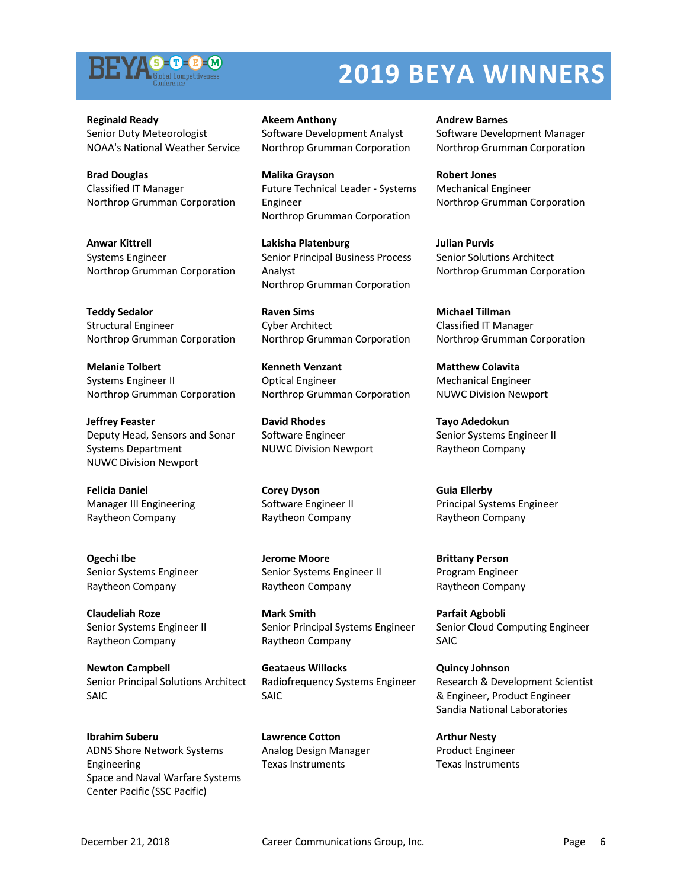# 2019 BEYA WINNERS

**Reginald Ready**
Senior Duty Meteorologist
NOAA's National Weather Service

**Akeem Anthony**
Software Development Analyst
Northrop Grumman Corporation

**Andrew Barnes**
Software Development Manager
Northrop Grumman Corporation

**Brad Douglas**
Classified IT Manager
Northrop Grumman Corporation

**Malika Grayson**
Future Technical Leader - Systems Engineer
Northrop Grumman Corporation

**Robert Jones**
Mechanical Engineer
Northrop Grumman Corporation

**Anwar Kittrell**
Systems Engineer
Northrop Grumman Corporation

**Lakisha Platenburg**
Senior Principal Business Process Analyst
Northrop Grumman Corporation

**Julian Purvis**
Senior Solutions Architect
Northrop Grumman Corporation

**Teddy Sedalor**
Structural Engineer
Northrop Grumman Corporation

**Raven Sims**
Cyber Architect
Northrop Grumman Corporation

**Michael Tillman**
Classified IT Manager
Northrop Grumman Corporation

**Melanie Tolbert**
Systems Engineer II
Northrop Grumman Corporation

**Kenneth Venzant**
Optical Engineer
Northrop Grumman Corporation

**Matthew Colavita**
Mechanical Engineer
NUWC Division Newport

**Jeffrey Feaster**
Deputy Head, Sensors and Sonar Systems Department
NUWC Division Newport

**David Rhodes**
Software Engineer
NUWC Division Newport

**Tayo Adedokun**
Senior Systems Engineer II
Raytheon Company

**Felicia Daniel**
Manager III Engineering
Raytheon Company

**Corey Dyson**
Software Engineer II
Raytheon Company

**Guia Ellerby**
Principal Systems Engineer
Raytheon Company

**Ogechi Ibe**
Senior Systems Engineer
Raytheon Company

**Jerome Moore**
Senior Systems Engineer II
Raytheon Company

**Brittany Person**
Program Engineer
Raytheon Company

**Claudeliah Roze**
Senior Systems Engineer II
Raytheon Company

**Mark Smith**
Senior Principal Systems Engineer
Raytheon Company

**Parfait Agbobli**
Senior Cloud Computing Engineer
SAIC

**Newton Campbell**
Senior Principal Solutions Architect
SAIC

**Geataeus Willocks**
Radiofrequency Systems Engineer
SAIC

**Quincy Johnson**
Research & Development Scientist & Engineer, Product Engineer
Sandia National Laboratories

**Ibrahim Suberu**
ADNS Shore Network Systems Engineering
Space and Naval Warfare Systems Center Pacific (SSC Pacific)

**Lawrence Cotton**
Analog Design Manager
Texas Instruments

**Arthur Nesty**
Product Engineer
Texas Instruments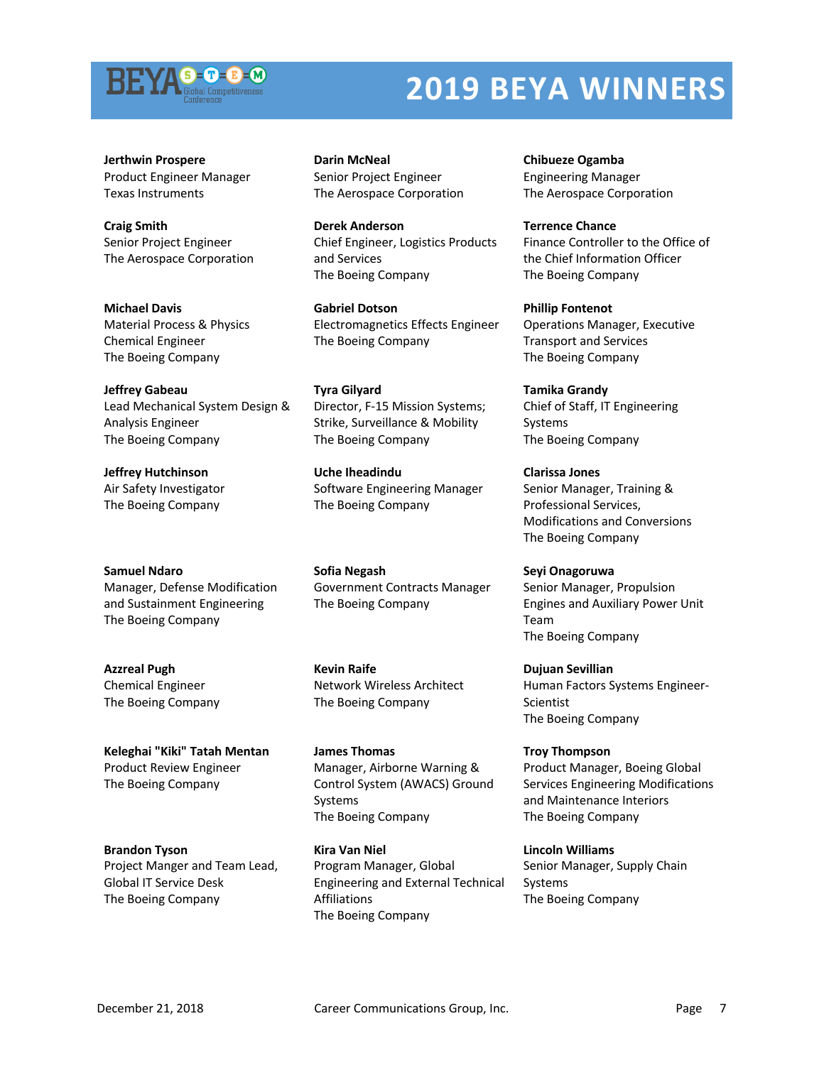# 2019 BEYA WINNERS

**Jerthwin Prospere**
Product Engineer Manager
Texas Instruments

**Darin McNeal**
Senior Project Engineer
The Aerospace Corporation

**Chibueze Ogamba**
Engineering Manager
The Aerospace Corporation

**Craig Smith**
Senior Project Engineer
The Aerospace Corporation

**Derek Anderson**
Chief Engineer, Logistics Products and Services
The Boeing Company

**Terrence Chance**
Finance Controller to the Office of the Chief Information Officer
The Boeing Company

**Michael Davis**
Material Process & Physics Chemical Engineer
The Boeing Company

**Gabriel Dotson**
Electromagnetics Effects Engineer
The Boeing Company

**Phillip Fontenot**
Operations Manager, Executive Transport and Services
The Boeing Company

**Jeffrey Gabeau**
Lead Mechanical System Design & Analysis Engineer
The Boeing Company

**Tyra Gilyard**
Director, F-15 Mission Systems; Strike, Surveillance & Mobility
The Boeing Company

**Tamika Grandy**
Chief of Staff, IT Engineering Systems
The Boeing Company

**Jeffrey Hutchinson**
Air Safety Investigator
The Boeing Company

**Uche Iheadindu**
Software Engineering Manager
The Boeing Company

**Clarissa Jones**
Senior Manager, Training & Professional Services, Modifications and Conversions
The Boeing Company

**Samuel Ndaro**
Manager, Defense Modification and Sustainment Engineering
The Boeing Company

**Sofia Negash**
Government Contracts Manager
The Boeing Company

**Seyi Onagoruwa**
Senior Manager, Propulsion Engines and Auxiliary Power Unit Team
The Boeing Company

**Azzreal Pugh**
Chemical Engineer
The Boeing Company

**Kevin Raife**
Network Wireless Architect
The Boeing Company

**Dujuan Sevillian**
Human Factors Systems Engineer-Scientist
The Boeing Company

**Keleghai "Kiki" Tatah Mentan**
Product Review Engineer
The Boeing Company

**James Thomas**
Manager, Airborne Warning & Control System (AWACS) Ground Systems
The Boeing Company

**Troy Thompson**
Product Manager, Boeing Global Services Engineering Modifications and Maintenance Interiors
The Boeing Company

**Brandon Tyson**
Project Manger and Team Lead, Global IT Service Desk
The Boeing Company

**Kira Van Niel**
Program Manager, Global Engineering and External Technical Affiliations
The Boeing Company

**Lincoln Williams**
Senior Manager, Supply Chain Systems
The Boeing Company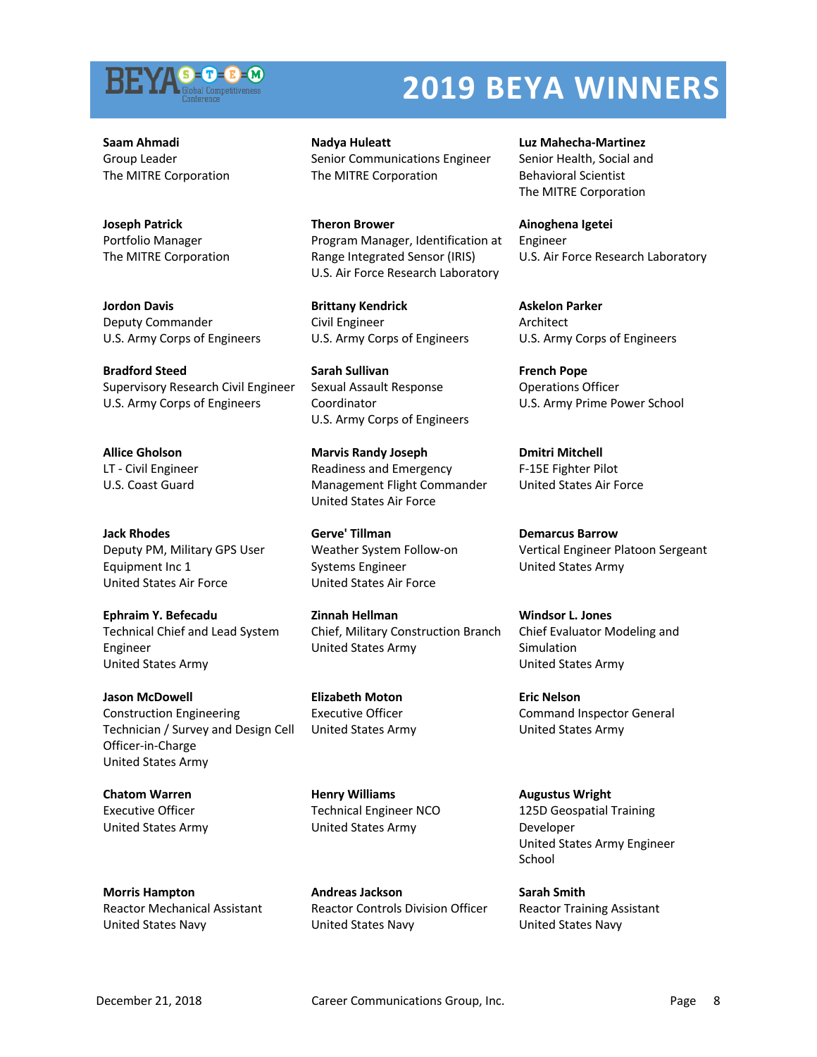# 2019 BEYA WINNERS

**Saam Ahmadi**
Group Leader
The MITRE Corporation

**Nadya Huleatt**
Senior Communications Engineer
The MITRE Corporation

**Luz Mahecha-Martinez**
Senior Health, Social and Behavioral Scientist
The MITRE Corporation

**Joseph Patrick**
Portfolio Manager
The MITRE Corporation

**Theron Brower**
Program Manager, Identification at Range Integrated Sensor (IRIS)
U.S. Air Force Research Laboratory

**Ainoghena Igetei**
Engineer
U.S. Air Force Research Laboratory

**Jordon Davis**
Deputy Commander
U.S. Army Corps of Engineers

**Brittany Kendrick**
Civil Engineer
U.S. Army Corps of Engineers

**Askelon Parker**
Architect
U.S. Army Corps of Engineers

**Bradford Steed**
Supervisory Research Civil Engineer
U.S. Army Corps of Engineers

**Sarah Sullivan**
Sexual Assault Response Coordinator
U.S. Army Corps of Engineers

**French Pope**
Operations Officer
U.S. Army Prime Power School

**Allice Gholson**
LT - Civil Engineer
U.S. Coast Guard

**Marvis Randy Joseph**
Readiness and Emergency Management Flight Commander
United States Air Force

**Dmitri Mitchell**
F-15E Fighter Pilot
United States Air Force

**Jack Rhodes**
Deputy PM, Military GPS User Equipment Inc 1
United States Air Force

**Gerve' Tillman**
Weather System Follow-on Systems Engineer
United States Air Force

**Demarcus Barrow**
Vertical Engineer Platoon Sergeant
United States Army

**Ephraim Y. Befecadu**
Technical Chief and Lead System Engineer
United States Army

**Zinnah Hellman**
Chief, Military Construction Branch
United States Army

**Windsor L. Jones**
Chief Evaluator Modeling and Simulation
United States Army

**Jason McDowell**
Construction Engineering Technician / Survey and Design Cell Officer-in-Charge
United States Army

**Elizabeth Moton**
Executive Officer
United States Army

**Eric Nelson**
Command Inspector General
United States Army

**Chatom Warren**
Executive Officer
United States Army

**Henry Williams**
Technical Engineer NCO
United States Army

**Augustus Wright**
125D Geospatial Training Developer
United States Army Engineer School

**Morris Hampton**
Reactor Mechanical Assistant
United States Navy

**Andreas Jackson**
Reactor Controls Division Officer
United States Navy

**Sarah Smith**
Reactor Training Assistant
United States Navy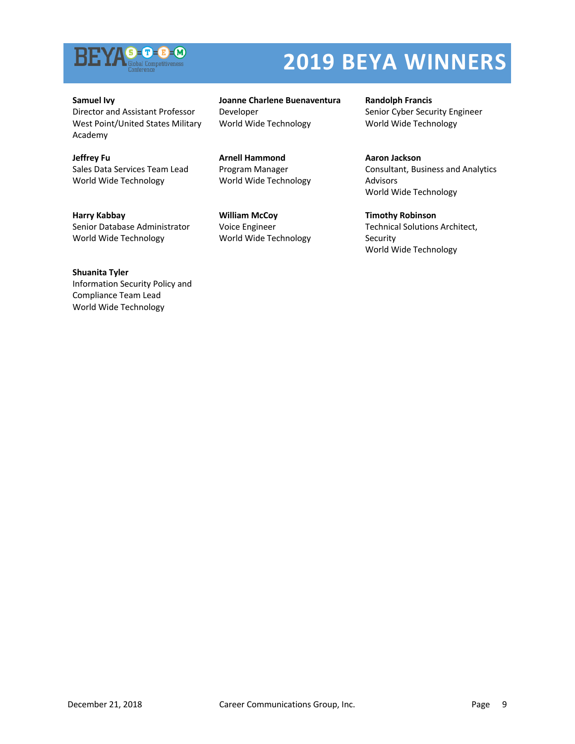# 2019 BEYA WINNERS

**Samuel Ivy**
Director and Assistant Professor
West Point/United States Military Academy

**Joanne Charlene Buenaventura**
Developer
World Wide Technology

**Randolph Francis**
Senior Cyber Security Engineer
World Wide Technology

**Jeffrey Fu**
Sales Data Services Team Lead
World Wide Technology

**Arnell Hammond**
Program Manager
World Wide Technology

**Aaron Jackson**
Consultant, Business and Analytics Advisors
World Wide Technology

**Harry Kabbay**
Senior Database Administrator
World Wide Technology

**William McCoy**
Voice Engineer
World Wide Technology

**Timothy Robinson**
Technical Solutions Architect, Security
World Wide Technology

**Shuanita Tyler**
Information Security Policy and Compliance Team Lead
World Wide Technology